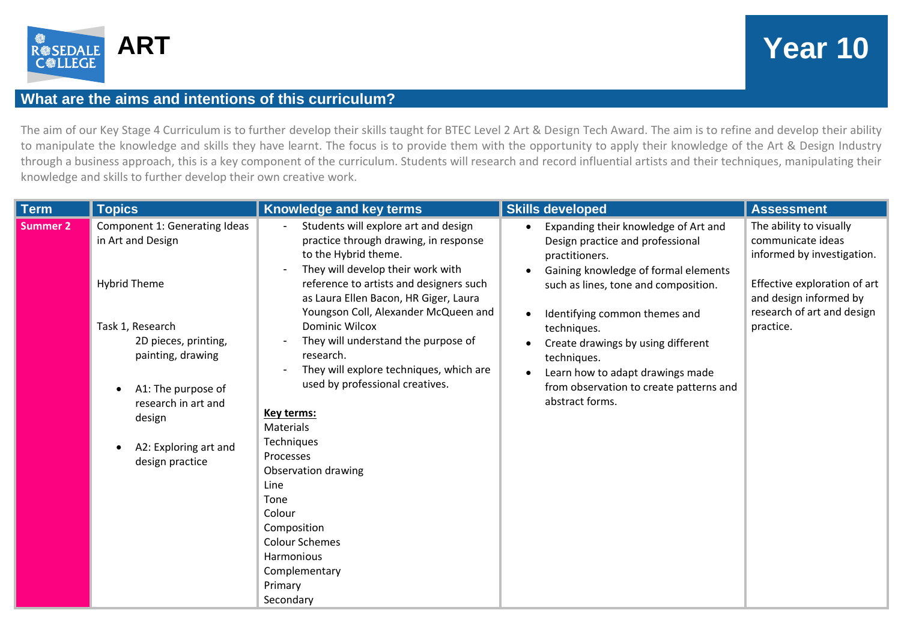# ART

# Year 10

## What are the aims and intentions of this curriculum?

The aim of our Key Stage 4 Curriculum is to further develop their skills taught for BTEC Level 2 Art & Design Tech Award. The aim is to refine and develop their ability to manipulate the knowledge and skills they have learnt. The focus is to provide them with the opportunity to apply their knowledge of the Art & Design Industry through a business approach, this is a key component of the curriculum. Students will research and record influential artists and their techniques, manipulating their knowledge and skills to further develop their own creative work.

| Term | Topics | Knowledge and key terms | Skills developed | Assessment |
|---|---|---|---|---|
| **Summer 2** | Component 1: Generating Ideas in Art and Design<br><br>Hybrid Theme<br><br>Task 1, Research<br>2D pieces, printing, painting, drawing<br><br>• A1: The purpose of research in art and design<br><br>• A2: Exploring art and design practice | - Students will explore art and design practice through drawing, in response to the Hybrid theme.<br>- They will develop their work with reference to artists and designers such as Laura Ellen Bacon, HR Giger, Laura Youngson Coll, Alexander McQueen and Dominic Wilcox<br>- They will understand the purpose of research.<br>- They will explore techniques, which are used by professional creatives.<br><br>**Key terms:**<br>Materials<br>Techniques<br>Processes<br>Observation drawing<br>Line<br>Tone<br>Colour<br>Composition<br>Colour Schemes<br>Harmonious<br>Complementary<br>Primary<br>Secondary | • Expanding their knowledge of Art and Design practice and professional practitioners.<br>• Gaining knowledge of formal elements such as lines, tone and composition.<br>• Identifying common themes and techniques.<br>• Create drawings by using different techniques.<br>• Learn how to adapt drawings made from observation to create patterns and abstract forms. | The ability to visually communicate ideas informed by investigation.<br><br>Effective exploration of art and design informed by research of art and design practice. |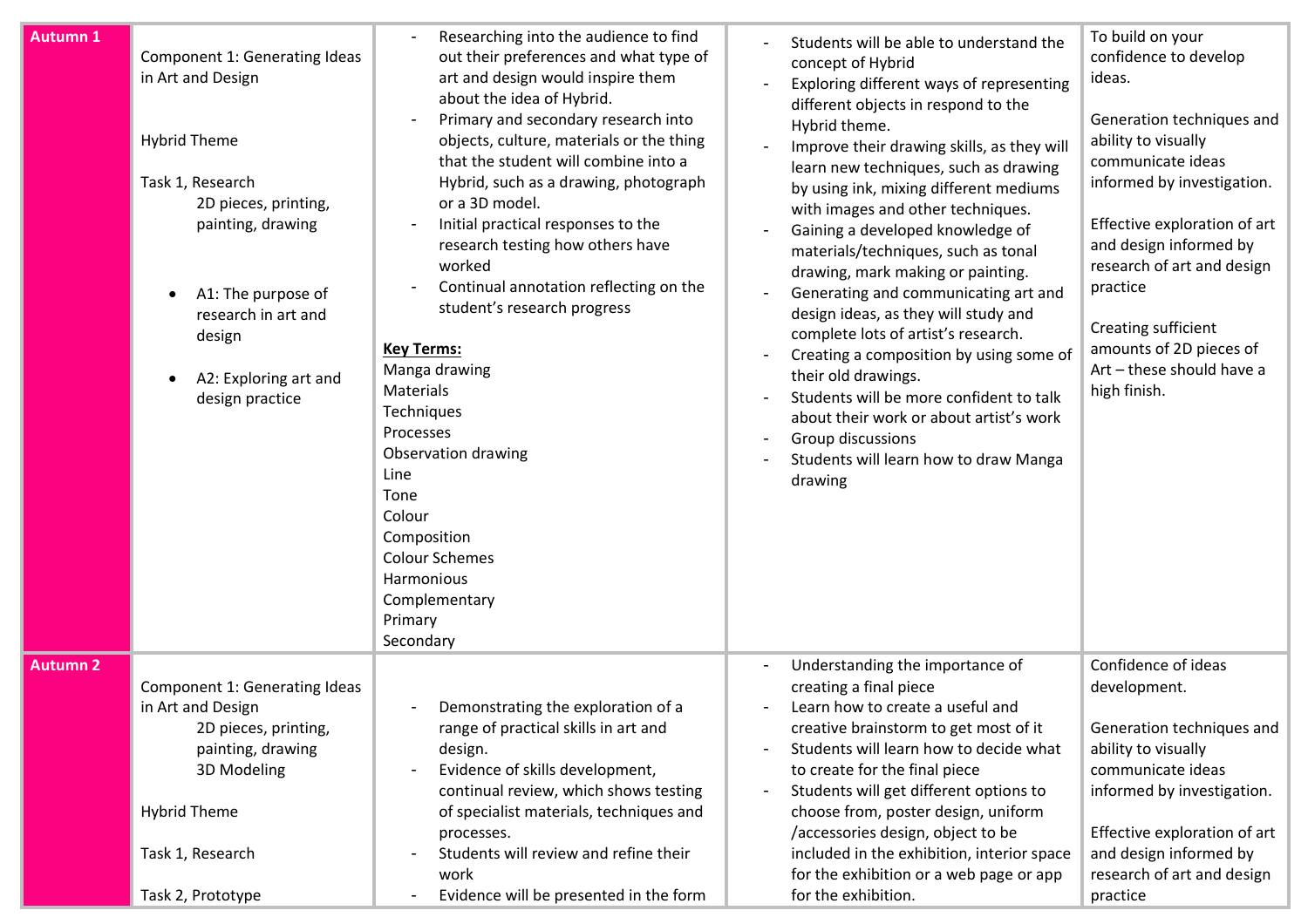| | | | | |
|---|---|---|---|---|
| **Autumn 1** | Component 1: Generating Ideas in Art and Design<br><br>Hybrid Theme<br><br>Task 1, Research<br>2D pieces, printing, painting, drawing<br><br>• A1: The purpose of research in art and design<br><br>• A2: Exploring art and design practice | - Researching into the audience to find out their preferences and what type of art and design would inspire them about the idea of Hybrid.<br>- Primary and secondary research into objects, culture, materials or the thing that the student will combine into a Hybrid, such as a drawing, photograph or a 3D model.<br>- Initial practical responses to the research testing how others have worked<br>- Continual annotation reflecting on the student's research progress<br><br>**Key Terms:**<br>Manga drawing<br>Materials<br>Techniques<br>Processes<br>Observation drawing<br>Line<br>Tone<br>Colour<br>Composition<br>Colour Schemes<br>Harmonious<br>Complementary<br>Primary<br>Secondary | - Students will be able to understand the concept of Hybrid<br>- Exploring different ways of representing different objects in respond to the Hybrid theme.<br>- Improve their drawing skills, as they will learn new techniques, such as drawing by using ink, mixing different mediums with images and other techniques.<br>- Gaining a developed knowledge of materials/techniques, such as tonal drawing, mark making or painting.<br>- Generating and communicating art and design ideas, as they will study and complete lots of artist's research.<br>- Creating a composition by using some of their old drawings.<br>- Students will be more confident to talk about their work or about artist's work<br>- Group discussions<br>- Students will learn how to draw Manga drawing | To build on your confidence to develop ideas.<br><br>Generation techniques and ability to visually communicate ideas informed by investigation.<br><br>Effective exploration of art and design informed by research of art and design practice<br><br>Creating sufficient amounts of 2D pieces of Art – these should have a high finish. |
| **Autumn 2** | Component 1: Generating Ideas in Art and Design<br>2D pieces, printing, painting, drawing<br>3D Modeling<br><br>Hybrid Theme<br><br>Task 1, Research<br><br>Task 2, Prototype | - Demonstrating the exploration of a range of practical skills in art and design.<br>- Evidence of skills development, continual review, which shows testing of specialist materials, techniques and processes.<br>- Students will review and refine their work<br>- Evidence will be presented in the form | - Understanding the importance of creating a final piece<br>- Learn how to create a useful and creative brainstorm to get most of it<br>- Students will learn how to decide what to create for the final piece<br>- Students will get different options to choose from, poster design, uniform /accessories design, object to be included in the exhibition, interior space for the exhibition or a web page or app for the exhibition. | Confidence of ideas development.<br><br>Generation techniques and ability to visually communicate ideas informed by investigation.<br><br>Effective exploration of art and design informed by research of art and design practice |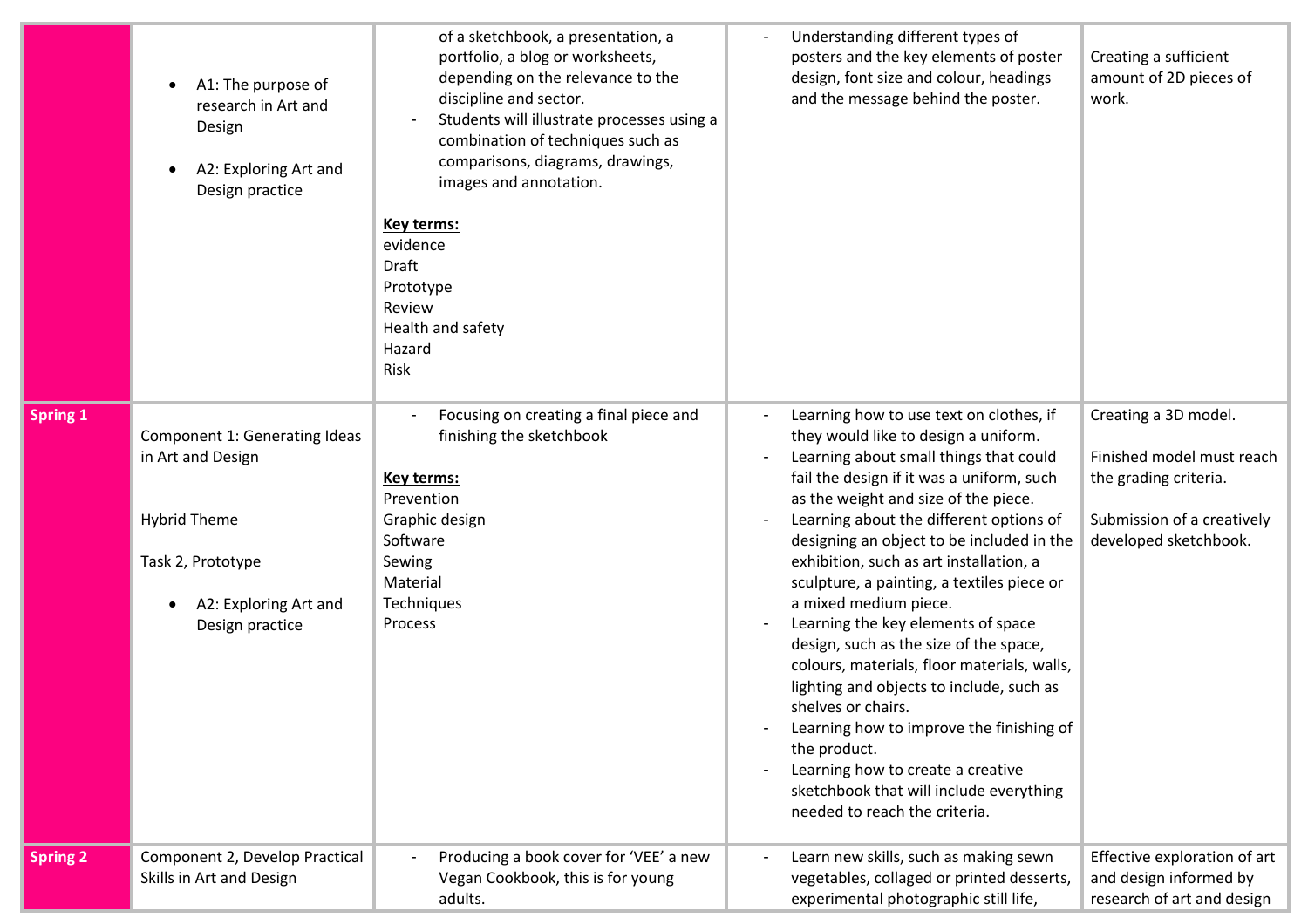| | | | | |
|---|---|---|---|---|
| | • A1: The purpose of research in Art and Design<br><br>• A2: Exploring Art and Design practice | of a sketchbook, a presentation, a portfolio, a blog or worksheets, depending on the relevance to the discipline and sector.<br>- Students will illustrate processes using a combination of techniques such as comparisons, diagrams, drawings, images and annotation.<br><br>**Key terms:**<br>evidence<br>Draft<br>Prototype<br>Review<br>Health and safety<br>Hazard<br>Risk | - Understanding different types of posters and the key elements of poster design, font size and colour, headings and the message behind the poster. | Creating a sufficient amount of 2D pieces of work. |
| **Spring 1** | Component 1: Generating Ideas in Art and Design<br><br>Hybrid Theme<br><br>Task 2, Prototype<br><br>• A2: Exploring Art and Design practice | - Focusing on creating a final piece and finishing the sketchbook<br><br>**Key terms:**<br>Prevention<br>Graphic design<br>Software<br>Sewing<br>Material<br>Techniques<br>Process | - Learning how to use text on clothes, if they would like to design a uniform.<br>- Learning about small things that could fail the design if it was a uniform, such as the weight and size of the piece.<br>- Learning about the different options of designing an object to be included in the exhibition, such as art installation, a sculpture, a painting, a textiles piece or a mixed medium piece.<br>- Learning the key elements of space design, such as the size of the space, colours, materials, floor materials, walls, lighting and objects to include, such as shelves or chairs.<br>- Learning how to improve the finishing of the product.<br>- Learning how to create a creative sketchbook that will include everything needed to reach the criteria. | Creating a 3D model.<br><br>Finished model must reach the grading criteria.<br><br>Submission of a creatively developed sketchbook. |
| **Spring 2** | Component 2, Develop Practical Skills in Art and Design | - Producing a book cover for 'VEE' a new Vegan Cookbook, this is for young adults. | - Learn new skills, such as making sewn vegetables, collaged or printed desserts, experimental photographic still life, | Effective exploration of art and design informed by research of art and design |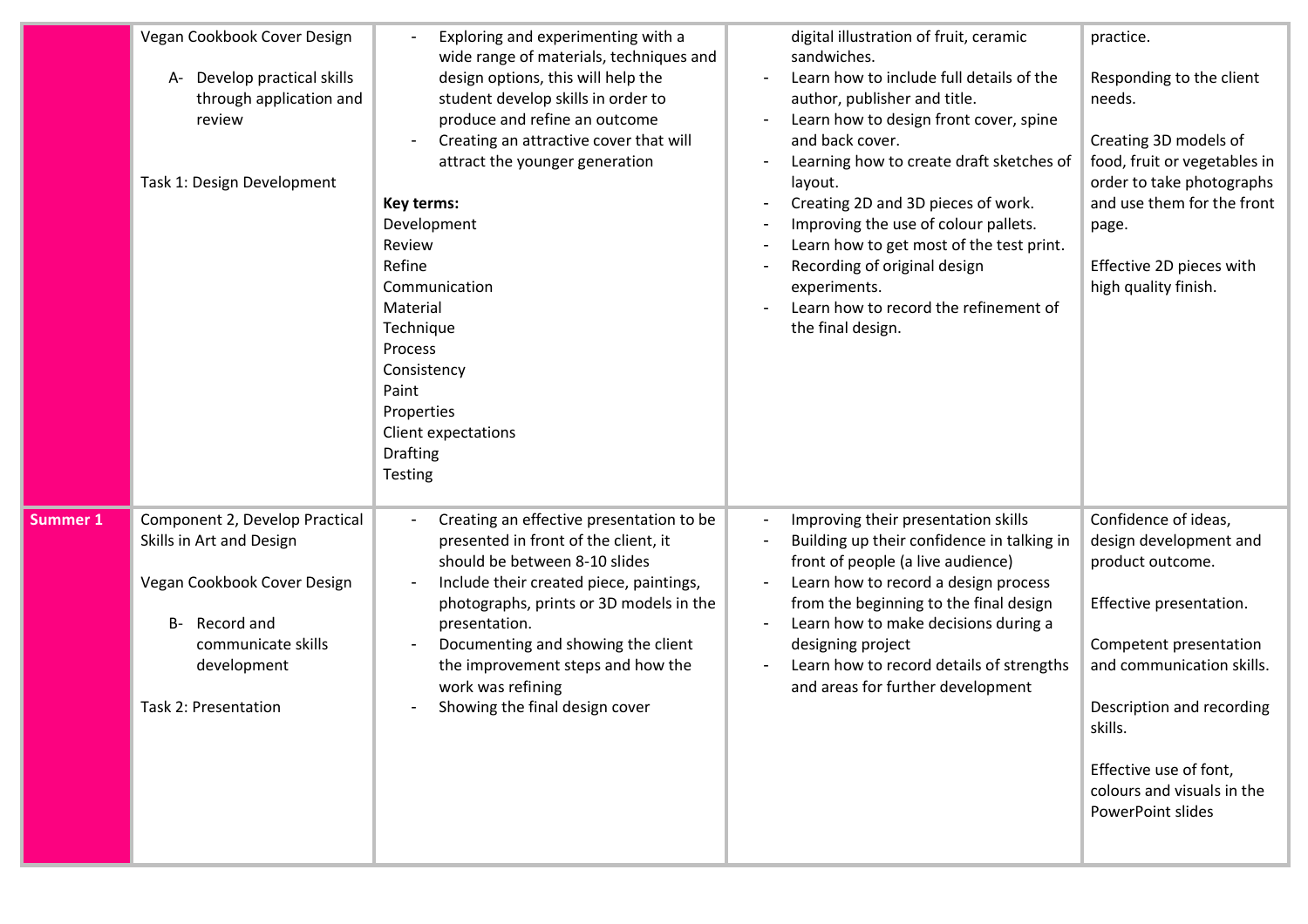| | | | | |
|---|---|---|---|---|
| | Vegan Cookbook Cover Design<br><br>A- Develop practical skills through application and review<br><br>Task 1: Design Development | - Exploring and experimenting with a wide range of materials, techniques and design options, this will help the student develop skills in order to produce and refine an outcome<br>- Creating an attractive cover that will attract the younger generation<br><br>**Key terms:**<br>Development<br>Review<br>Refine<br>Communication<br>Material<br>Technique<br>Process<br>Consistency<br>Paint<br>Properties<br>Client expectations<br>Drafting<br>Testing | digital illustration of fruit, ceramic sandwiches.<br>- Learn how to include full details of the author, publisher and title.<br>- Learn how to design front cover, spine and back cover.<br>- Learning how to create draft sketches of layout.<br>- Creating 2D and 3D pieces of work.<br>- Improving the use of colour pallets.<br>- Learn how to get most of the test print.<br>- Recording of original design experiments.<br>- Learn how to record the refinement of the final design. | practice.<br><br>Responding to the client needs.<br><br>Creating 3D models of food, fruit or vegetables in order to take photographs and use them for the front page.<br><br>Effective 2D pieces with high quality finish. |
| **Summer 1** | Component 2, Develop Practical Skills in Art and Design<br><br>Vegan Cookbook Cover Design<br><br>B- Record and communicate skills development<br><br>Task 2: Presentation | - Creating an effective presentation to be presented in front of the client, it should be between 8-10 slides<br>- Include their created piece, paintings, photographs, prints or 3D models in the presentation.<br>- Documenting and showing the client the improvement steps and how the work was refining<br>- Showing the final design cover | - Improving their presentation skills<br>- Building up their confidence in talking in front of people (a live audience)<br>- Learn how to record a design process from the beginning to the final design<br>- Learn how to make decisions during a designing project<br>- Learn how to record details of strengths and areas for further development | Confidence of ideas, design development and product outcome.<br><br>Effective presentation.<br><br>Competent presentation and communication skills.<br><br>Description and recording skills.<br><br>Effective use of font, colours and visuals in the PowerPoint slides |